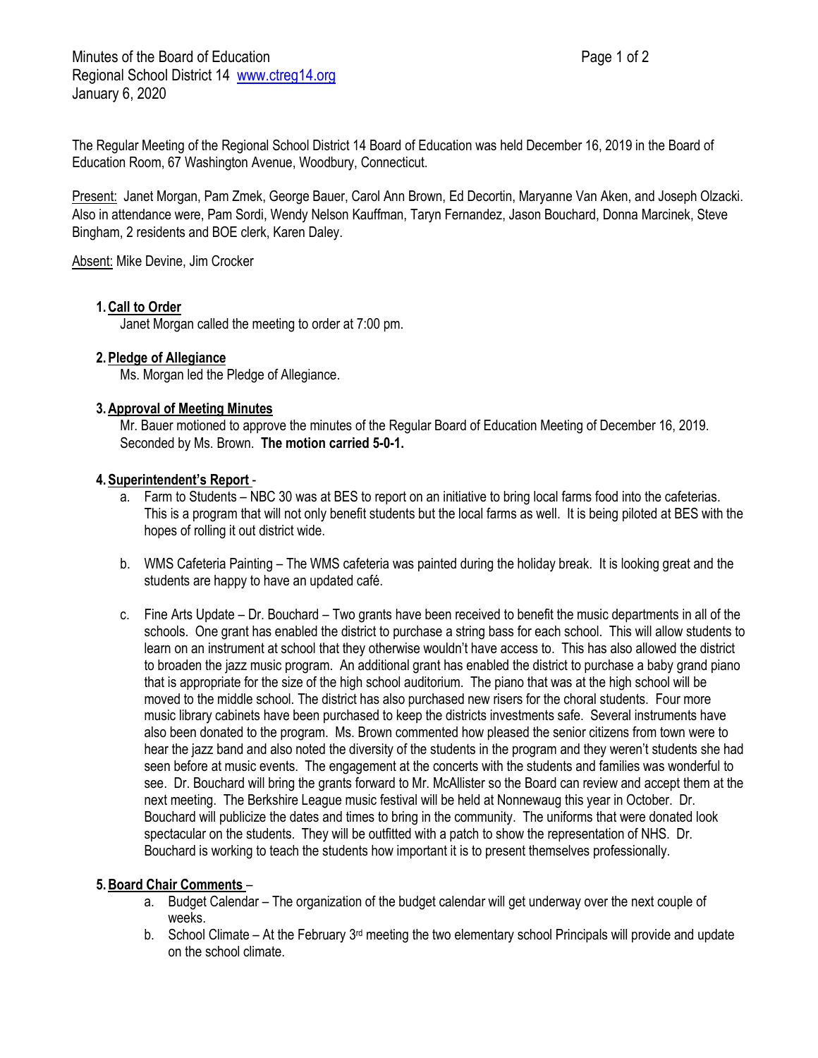Minutes of the Board of Education
Regional School District 14 www.ctreg14.org
January 6, 2020

The Regular Meeting of the Regional School District 14 Board of Education was held December 16, 2019 in the Board of Education Room, 67 Washington Avenue, Woodbury, Connecticut.

Present: Janet Morgan, Pam Zmek, George Bauer, Carol Ann Brown, Ed Decortin, Maryanne Van Aken, and Joseph Olzacki. Also in attendance were, Pam Sordi, Wendy Nelson Kauffman, Taryn Fernandez, Jason Bouchard, Donna Marcinek, Steve Bingham, 2 residents and BOE clerk, Karen Daley.

Absent: Mike Devine, Jim Crocker

1. **Call to Order**
   Janet Morgan called the meeting to order at 7:00 pm.

2. **Pledge of Allegiance**
   Ms. Morgan led the Pledge of Allegiance.

3. **Approval of Meeting Minutes**
   Mr. Bauer motioned to approve the minutes of the Regular Board of Education Meeting of December 16, 2019. Seconded by Ms. Brown. **The motion carried 5-0-1.**

4. **Superintendent's Report** -
   a. Farm to Students – NBC 30 was at BES to report on an initiative to bring local farms food into the cafeterias. This is a program that will not only benefit students but the local farms as well. It is being piloted at BES with the hopes of rolling it out district wide.

   b. WMS Cafeteria Painting – The WMS cafeteria was painted during the holiday break. It is looking great and the students are happy to have an updated café.

   c. Fine Arts Update – Dr. Bouchard – Two grants have been received to benefit the music departments in all of the schools. One grant has enabled the district to purchase a string bass for each school. This will allow students to learn on an instrument at school that they otherwise wouldn't have access to. This has also allowed the district to broaden the jazz music program. An additional grant has enabled the district to purchase a baby grand piano that is appropriate for the size of the high school auditorium. The piano that was at the high school will be moved to the middle school. The district has also purchased new risers for the choral students. Four more music library cabinets have been purchased to keep the districts investments safe. Several instruments have also been donated to the program. Ms. Brown commented how pleased the senior citizens from town were to hear the jazz band and also noted the diversity of the students in the program and they weren't students she had seen before at music events. The engagement at the concerts with the students and families was wonderful to see. Dr. Bouchard will bring the grants forward to Mr. McAllister so the Board can review and accept them at the next meeting. The Berkshire League music festival will be held at Nonnewaug this year in October. Dr. Bouchard will publicize the dates and times to bring in the community. The uniforms that were donated look spectacular on the students. They will be outfitted with a patch to show the representation of NHS. Dr. Bouchard is working to teach the students how important it is to present themselves professionally.

5. **Board Chair Comments** –
   a. Budget Calendar – The organization of the budget calendar will get underway over the next couple of weeks.
   b. School Climate – At the February 3rd meeting the two elementary school Principals will provide and update on the school climate.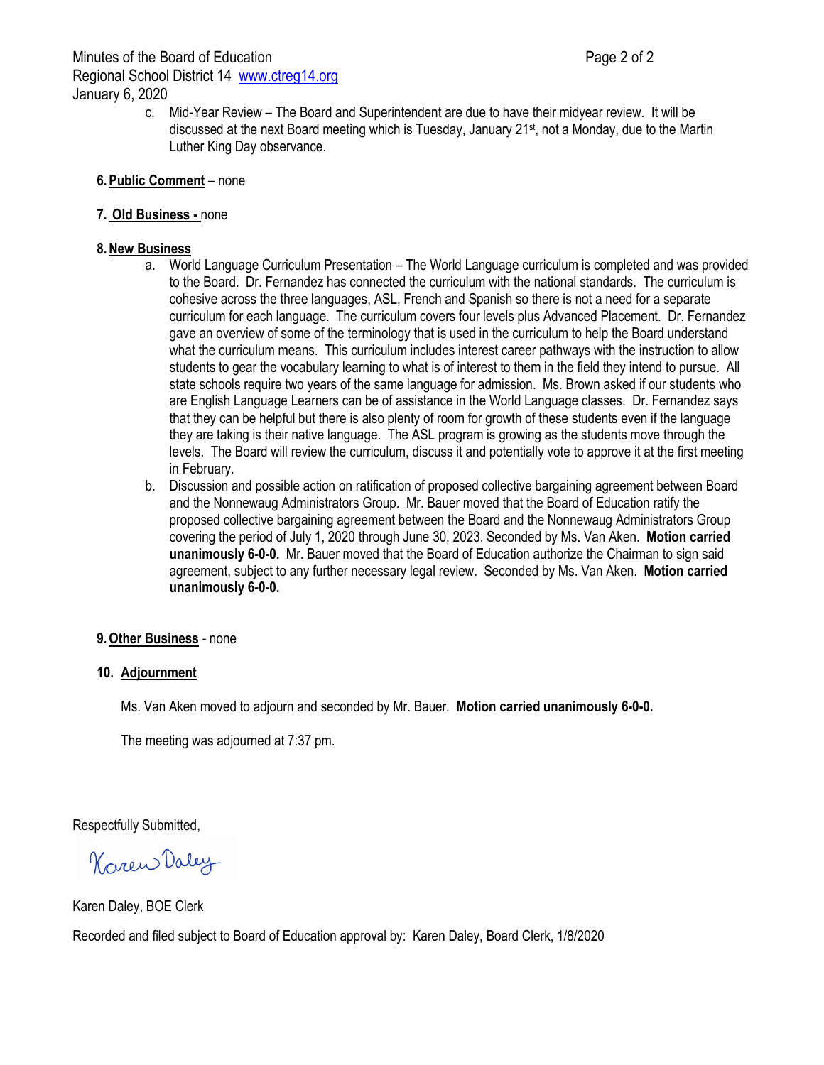c. Mid-Year Review – The Board and Superintendent are due to have their midyear review. It will be discussed at the next Board meeting which is Tuesday, January 21st, not a Monday, due to the Martin Luther King Day observance.

**6. Public Comment** – none

**7. Old Business -** none

**8. New Business**

a. World Language Curriculum Presentation – The World Language curriculum is completed and was provided to the Board. Dr. Fernandez has connected the curriculum with the national standards. The curriculum is cohesive across the three languages, ASL, French and Spanish so there is not a need for a separate curriculum for each language. The curriculum covers four levels plus Advanced Placement. Dr. Fernandez gave an overview of some of the terminology that is used in the curriculum to help the Board understand what the curriculum means. This curriculum includes interest career pathways with the instruction to allow students to gear the vocabulary learning to what is of interest to them in the field they intend to pursue. All state schools require two years of the same language for admission. Ms. Brown asked if our students who are English Language Learners can be of assistance in the World Language classes. Dr. Fernandez says that they can be helpful but there is also plenty of room for growth of these students even if the language they are taking is their native language. The ASL program is growing as the students move through the levels. The Board will review the curriculum, discuss it and potentially vote to approve it at the first meeting in February.

b. Discussion and possible action on ratification of proposed collective bargaining agreement between Board and the Nonnewaug Administrators Group. Mr. Bauer moved that the Board of Education ratify the proposed collective bargaining agreement between the Board and the Nonnewaug Administrators Group covering the period of July 1, 2020 through June 30, 2023. Seconded by Ms. Van Aken. **Motion carried unanimously 6-0-0.** Mr. Bauer moved that the Board of Education authorize the Chairman to sign said agreement, subject to any further necessary legal review. Seconded by Ms. Van Aken. **Motion carried unanimously 6-0-0.**

**9. Other Business** - none

**10. Adjournment**

Ms. Van Aken moved to adjourn and seconded by Mr. Bauer. **Motion carried unanimously 6-0-0.**

The meeting was adjourned at 7:37 pm.

Respectfully Submitted,

Karen Daley

Karen Daley, BOE Clerk

Recorded and filed subject to Board of Education approval by: Karen Daley, Board Clerk, 1/8/2020